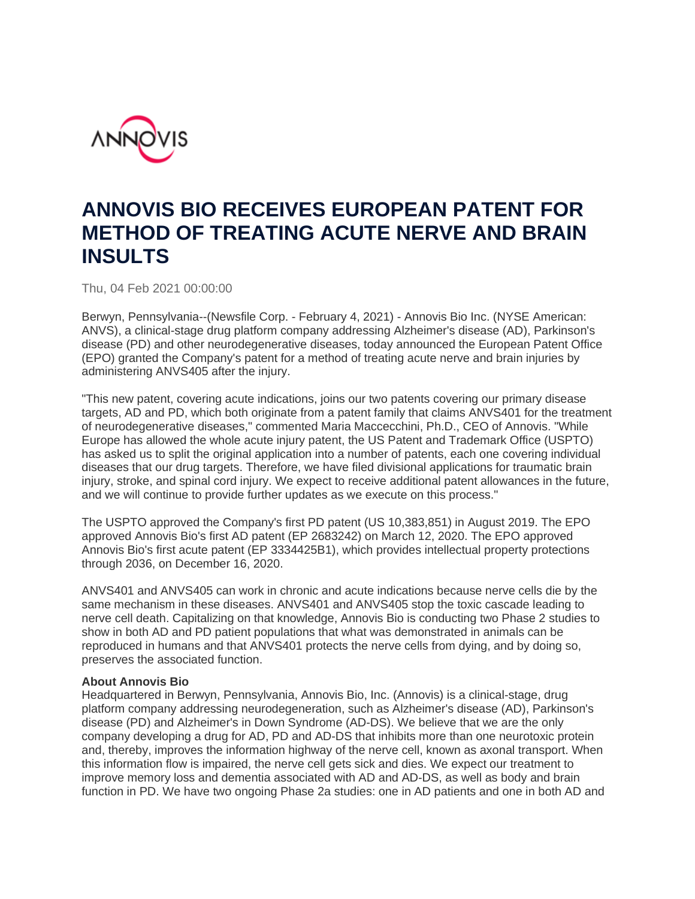ANNOVIS

# ANNOVIS BIO RECEIVES EUROPEAN PATENT FOR METHOD OF TREATING ACUTE NERVE AND BRAIN INSULTS

Thu, 04 Feb 2021 00:00:00

Berwyn, Pennsylvania--(Newsfile Corp. - February 4, 2021) - Annovis Bio Inc. (NYSE American: ANVS), a clinical-stage drug platform company addressing Alzheimer's disease (AD), Parkinson's disease (PD) and other neurodegenerative diseases, today announced the European Patent Office (EPO) granted the Company's patent for a method of treating acute nerve and brain injuries by administering ANVS405 after the injury.

"This new patent, covering acute indications, joins our two patents covering our primary disease targets, AD and PD, which both originate from a patent family that claims ANVS401 for the treatment of neurodegenerative diseases," commented Maria Maccecchini, Ph.D., CEO of Annovis. "While Europe has allowed the whole acute injury patent, the US Patent and Trademark Office (USPTO) has asked us to split the original application into a number of patents, each one covering individual diseases that our drug targets. Therefore, we have filed divisional applications for traumatic brain injury, stroke, and spinal cord injury. We expect to receive additional patent allowances in the future, and we will continue to provide further updates as we execute on this process."

The USPTO approved the Company's first PD patent (US 10,383,851) in August 2019. The EPO approved Annovis Bio's first AD patent (EP 2683242) on March 12, 2020. The EPO approved Annovis Bio's first acute patent (EP 3334425B1), which provides intellectual property protections through 2036, on December 16, 2020.

ANVS401 and ANVS405 can work in chronic and acute indications because nerve cells die by the same mechanism in these diseases. ANVS401 and ANVS405 stop the toxic cascade leading to nerve cell death. Capitalizing on that knowledge, Annovis Bio is conducting two Phase 2 studies to show in both AD and PD patient populations that what was demonstrated in animals can be reproduced in humans and that ANVS401 protects the nerve cells from dying, and by doing so, preserves the associated function.

**About Annovis Bio**

Headquartered in Berwyn, Pennsylvania, Annovis Bio, Inc. (Annovis) is a clinical-stage, drug platform company addressing neurodegeneration, such as Alzheimer's disease (AD), Parkinson's disease (PD) and Alzheimer's in Down Syndrome (AD-DS). We believe that we are the only company developing a drug for AD, PD and AD-DS that inhibits more than one neurotoxic protein and, thereby, improves the information highway of the nerve cell, known as axonal transport. When this information flow is impaired, the nerve cell gets sick and dies. We expect our treatment to improve memory loss and dementia associated with AD and AD-DS, as well as body and brain function in PD. We have two ongoing Phase 2a studies: one in AD patients and one in both AD and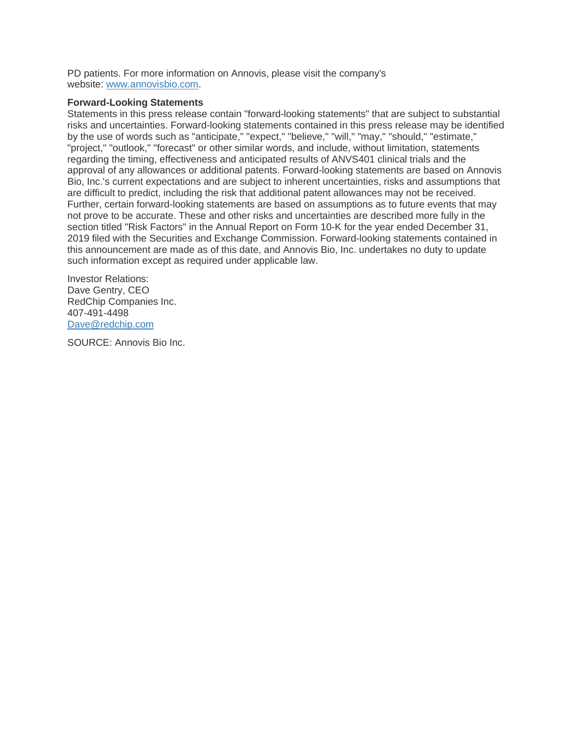PD patients. For more information on Annovis, please visit the company's website: [www.annovisbio.com](www.annovisbio.com).

**Forward-Looking Statements**

Statements in this press release contain "forward-looking statements" that are subject to substantial risks and uncertainties. Forward-looking statements contained in this press release may be identified by the use of words such as "anticipate," "expect," "believe," "will," "may," "should," "estimate," "project," "outlook," "forecast" or other similar words, and include, without limitation, statements regarding the timing, effectiveness and anticipated results of ANVS401 clinical trials and the approval of any allowances or additional patents. Forward-looking statements are based on Annovis Bio, Inc.'s current expectations and are subject to inherent uncertainties, risks and assumptions that are difficult to predict, including the risk that additional patent allowances may not be received. Further, certain forward-looking statements are based on assumptions as to future events that may not prove to be accurate. These and other risks and uncertainties are described more fully in the section titled "Risk Factors" in the Annual Report on Form 10-K for the year ended December 31, 2019 filed with the Securities and Exchange Commission. Forward-looking statements contained in this announcement are made as of this date, and Annovis Bio, Inc. undertakes no duty to update such information except as required under applicable law.

Investor Relations:
Dave Gentry, CEO
RedChip Companies Inc.
407-491-4498
[Dave@redchip.com](mailto:Dave@redchip.com)

SOURCE: Annovis Bio Inc.